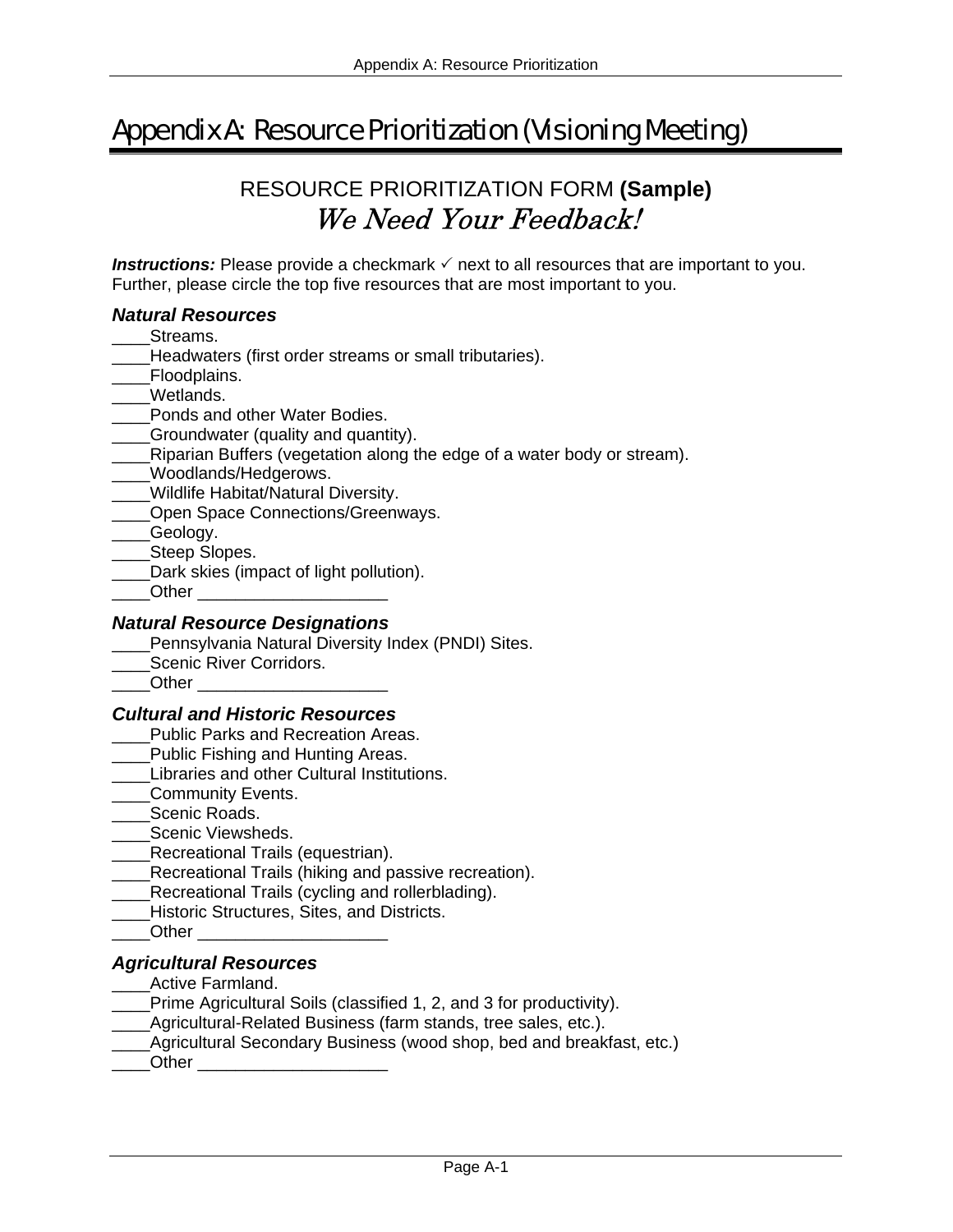# Appendix A: Resource Prioritization (Visioning Meeting)

## RESOURCE PRIORITIZATION FORM **(Sample)**

## *We Need Your Feedback!*

***Instructions:*** Please provide a checkmark ✓ next to all resources that are important to you. Further, please circle the top five resources that are most important to you.

### *Natural Resources*

____Streams.
____Headwaters (first order streams or small tributaries).
____Floodplains.
____Wetlands.
____Ponds and other Water Bodies.
____Groundwater (quality and quantity).
____Riparian Buffers (vegetation along the edge of a water body or stream).
____Woodlands/Hedgerows.
____Wildlife Habitat/Natural Diversity.
____Open Space Connections/Greenways.
____Geology.
____Steep Slopes.
____Dark skies (impact of light pollution).
____Other ____________________

### *Natural Resource Designations*

____Pennsylvania Natural Diversity Index (PNDI) Sites.
____Scenic River Corridors.
____Other ____________________

### *Cultural and Historic Resources*

____Public Parks and Recreation Areas.
____Public Fishing and Hunting Areas.
____Libraries and other Cultural Institutions.
____Community Events.
____Scenic Roads.
____Scenic Viewsheds.
____Recreational Trails (equestrian).
____Recreational Trails (hiking and passive recreation).
____Recreational Trails (cycling and rollerblading).
____Historic Structures, Sites, and Districts.
____Other ____________________

### *Agricultural Resources*

____Active Farmland.
____Prime Agricultural Soils (classified 1, 2, and 3 for productivity).
____Agricultural-Related Business (farm stands, tree sales, etc.).
____Agricultural Secondary Business (wood shop, bed and breakfast, etc.)
____Other ____________________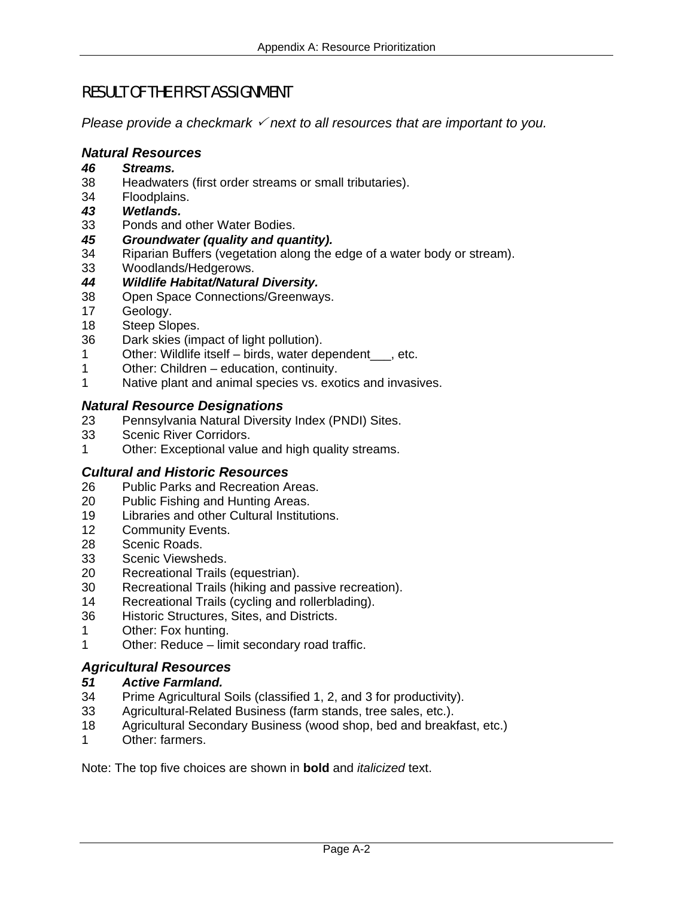## RESULT OF THE FIRST ASSIGNMENT

*Please provide a checkmark ✓ next to all resources that are important to you.*

### *Natural Resources*

***46 Streams.***
38 Headwaters (first order streams or small tributaries).
34 Floodplains.
***43 Wetlands.***
33 Ponds and other Water Bodies.
***45 Groundwater (quality and quantity).***
34 Riparian Buffers (vegetation along the edge of a water body or stream).
33 Woodlands/Hedgerows.
***44 Wildlife Habitat/Natural Diversity.***
38 Open Space Connections/Greenways.
17 Geology.
18 Steep Slopes.
36 Dark skies (impact of light pollution).
1 Other: Wildlife itself – birds, water dependent___, etc.
1 Other: Children – education, continuity.
1 Native plant and animal species vs. exotics and invasives.

### *Natural Resource Designations*

23 Pennsylvania Natural Diversity Index (PNDI) Sites.
33 Scenic River Corridors.
1 Other: Exceptional value and high quality streams.

### *Cultural and Historic Resources*

26 Public Parks and Recreation Areas.
20 Public Fishing and Hunting Areas.
19 Libraries and other Cultural Institutions.
12 Community Events.
28 Scenic Roads.
33 Scenic Viewsheds.
20 Recreational Trails (equestrian).
30 Recreational Trails (hiking and passive recreation).
14 Recreational Trails (cycling and rollerblading).
36 Historic Structures, Sites, and Districts.
1 Other: Fox hunting.
1 Other: Reduce – limit secondary road traffic.

### *Agricultural Resources*

***51 Active Farmland.***
34 Prime Agricultural Soils (classified 1, 2, and 3 for productivity).
33 Agricultural-Related Business (farm stands, tree sales, etc.).
18 Agricultural Secondary Business (wood shop, bed and breakfast, etc.)
1 Other: farmers.

Note: The top five choices are shown in **bold** and *italicized* text.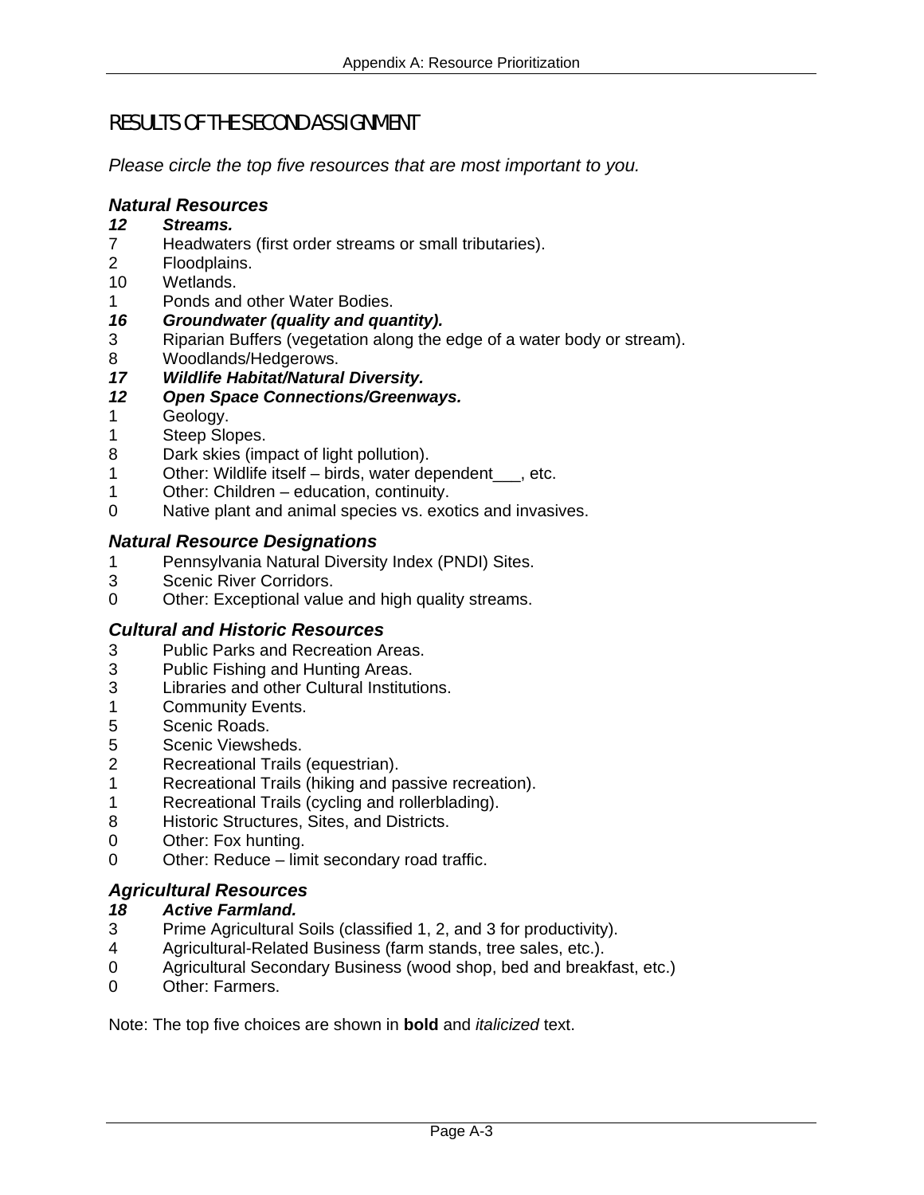## RESULTS OF THE SECOND ASSIGNMENT

*Please circle the top five resources that are most important to you.*

### *Natural Resources*

***12 Streams.***
7 Headwaters (first order streams or small tributaries).
2 Floodplains.
10 Wetlands.
1 Ponds and other Water Bodies.
***16 Groundwater (quality and quantity).***
3 Riparian Buffers (vegetation along the edge of a water body or stream).
8 Woodlands/Hedgerows.
***17 Wildlife Habitat/Natural Diversity.***
***12 Open Space Connections/Greenways.***
1 Geology.
1 Steep Slopes.
8 Dark skies (impact of light pollution).
1 Other: Wildlife itself – birds, water dependent___, etc.
1 Other: Children – education, continuity.
0 Native plant and animal species vs. exotics and invasives.

### *Natural Resource Designations*

1 Pennsylvania Natural Diversity Index (PNDI) Sites.
3 Scenic River Corridors.
0 Other: Exceptional value and high quality streams.

### *Cultural and Historic Resources*

3 Public Parks and Recreation Areas.
3 Public Fishing and Hunting Areas.
3 Libraries and other Cultural Institutions.
1 Community Events.
5 Scenic Roads.
5 Scenic Viewsheds.
2 Recreational Trails (equestrian).
1 Recreational Trails (hiking and passive recreation).
1 Recreational Trails (cycling and rollerblading).
8 Historic Structures, Sites, and Districts.
0 Other: Fox hunting.
0 Other: Reduce – limit secondary road traffic.

### *Agricultural Resources*

***18 Active Farmland.***
3 Prime Agricultural Soils (classified 1, 2, and 3 for productivity).
4 Agricultural-Related Business (farm stands, tree sales, etc.).
0 Agricultural Secondary Business (wood shop, bed and breakfast, etc.)
0 Other: Farmers.

Note: The top five choices are shown in **bold** and *italicized* text.